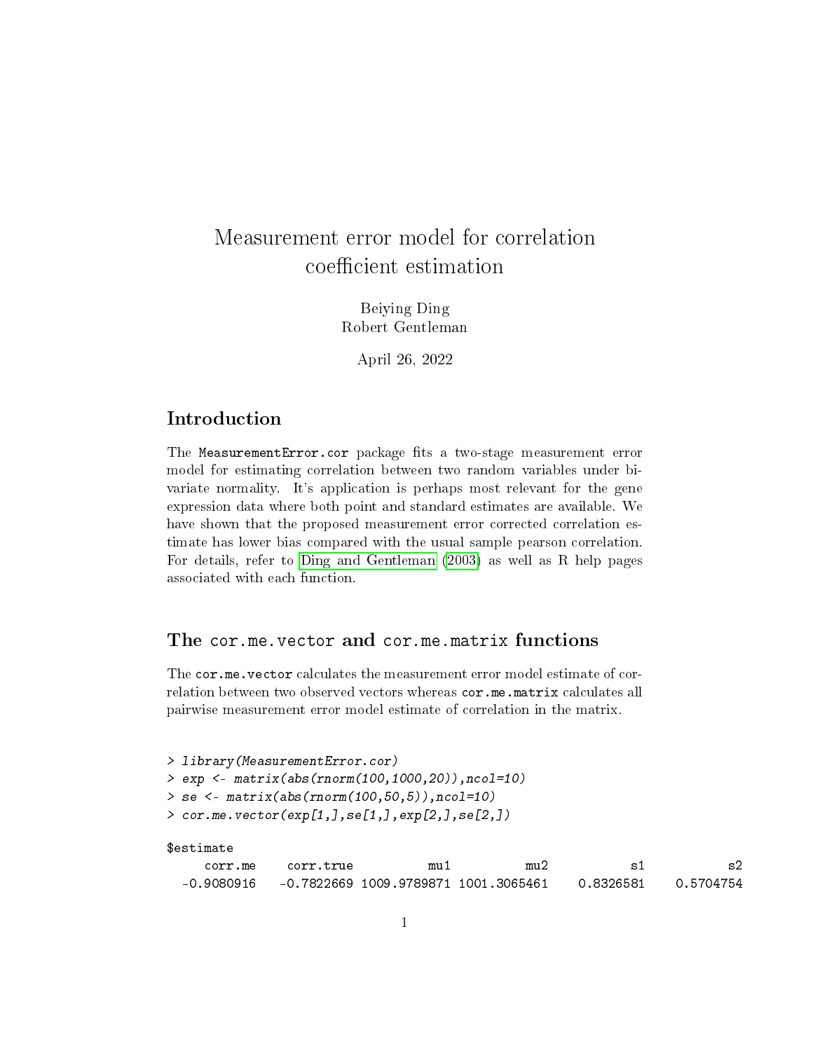# Measurement error model for correlation coefficient estimation

Beiying Ding  
Robert Gentleman

April 26, 2022

## Introduction

The MeasurementError.cor package fits a two-stage measurement error model for estimating correlation between two random variables under bivariate normality. It's application is perhaps most relevant for the gene expression data where both point and standard estimates are available. We have shown that the proposed measurement error corrected correlation estimate has lower bias compared with the usual sample pearson correlation. For details, refer to Ding and Gentleman (2003) as well as R help pages associated with each function.

## The cor.me.vector and cor.me.matrix functions

The cor.me.vector calculates the measurement error model estimate of correlation between two observed vectors whereas cor.me.matrix calculates all pairwise measurement error model estimate of correlation in the matrix.

```
> library(MeasurementError.cor)
> exp <- matrix(abs(rnorm(100,1000,20)),ncol=10)
> se <- matrix(abs(rnorm(100,50,5)),ncol=10)
> cor.me.vector(exp[1,],se[1,],exp[2,],se[2,])

$estimate
    corr.me    corr.true          mu1          mu2           s1           s2
 -0.9080916   -0.7822669 1009.9789871 1001.3065461    0.8326581    0.5704754
```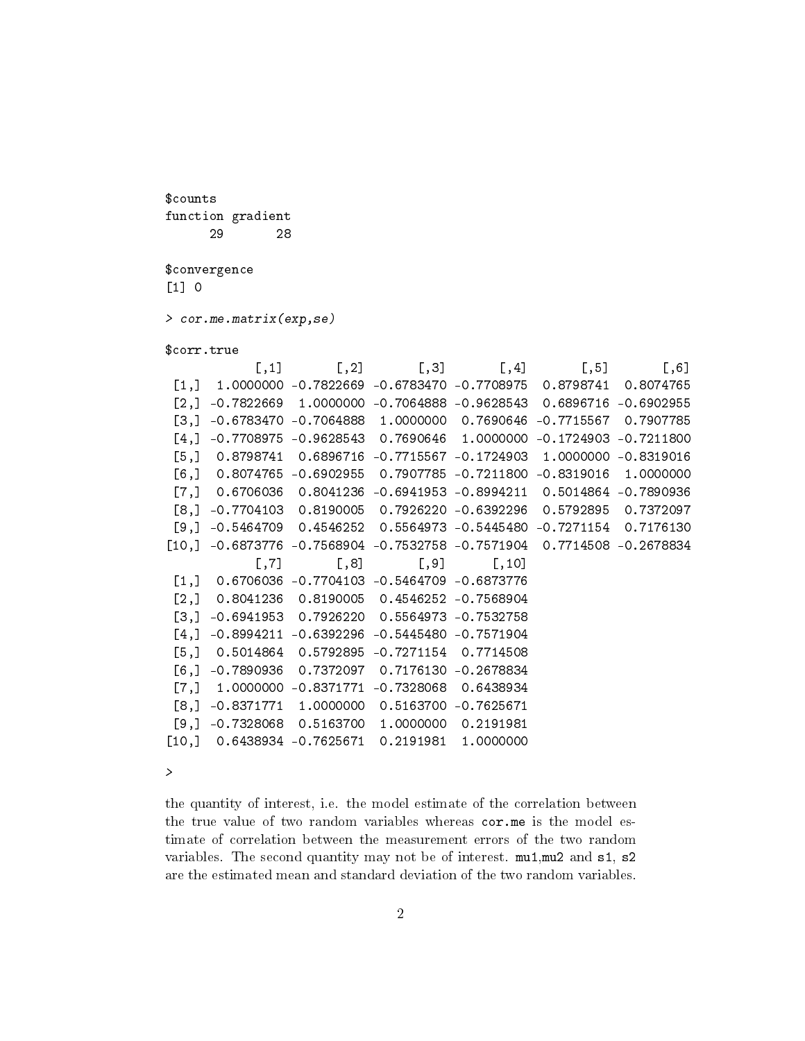```
$counts
function gradient
      29       28

$convergence
[1] 0

> cor.me.matrix(exp,se)

$corr.true
            [,1]       [,2]       [,3]       [,4]       [,5]       [,6]
 [1,]  1.0000000 -0.7822669 -0.6783470 -0.7708975  0.8798741  0.8074765
 [2,] -0.7822669  1.0000000 -0.7064888 -0.9628543  0.6896716 -0.6902955
 [3,] -0.6783470 -0.7064888  1.0000000  0.7690646 -0.7715567  0.7907785
 [4,] -0.7708975 -0.9628543  0.7690646  1.0000000 -0.1724903 -0.7211800
 [5,]  0.8798741  0.6896716 -0.7715567 -0.1724903  1.0000000 -0.8319016
 [6,]  0.8074765 -0.6902955  0.7907785 -0.7211800 -0.8319016  1.0000000
 [7,]  0.6706036  0.8041236 -0.6941953 -0.8994211  0.5014864 -0.7890936
 [8,] -0.7704103  0.8190005  0.7926220 -0.6392296  0.5792895  0.7372097
 [9,] -0.5464709  0.4546252  0.5564973 -0.5445480 -0.7271154  0.7176130
[10,] -0.6873776 -0.7568904 -0.7532758 -0.7571904  0.7714508 -0.2678834
            [,7]       [,8]       [,9]      [,10]
 [1,]  0.6706036 -0.7704103 -0.5464709 -0.6873776
 [2,]  0.8041236  0.8190005  0.4546252 -0.7568904
 [3,] -0.6941953  0.7926220  0.5564973 -0.7532758
 [4,] -0.8994211 -0.6392296 -0.5445480 -0.7571904
 [5,]  0.5014864  0.5792895 -0.7271154  0.7714508
 [6,] -0.7890936  0.7372097  0.7176130 -0.2678834
 [7,]  1.0000000 -0.8371771 -0.7328068  0.6438934
 [8,] -0.8371771  1.0000000  0.5163700 -0.7625671
 [9,] -0.7328068  0.5163700  1.0000000  0.2191981
[10,]  0.6438934 -0.7625671  0.2191981  1.0000000

>
```

the quantity of interest, i.e. the model estimate of the correlation between the true value of two random variables whereas `cor.me` is the model estimate of correlation between the measurement errors of the two random variables. The second quantity may not be of interest. `mu1`,`mu2` and `s1`, `s2` are the estimated mean and standard deviation of the two random variables.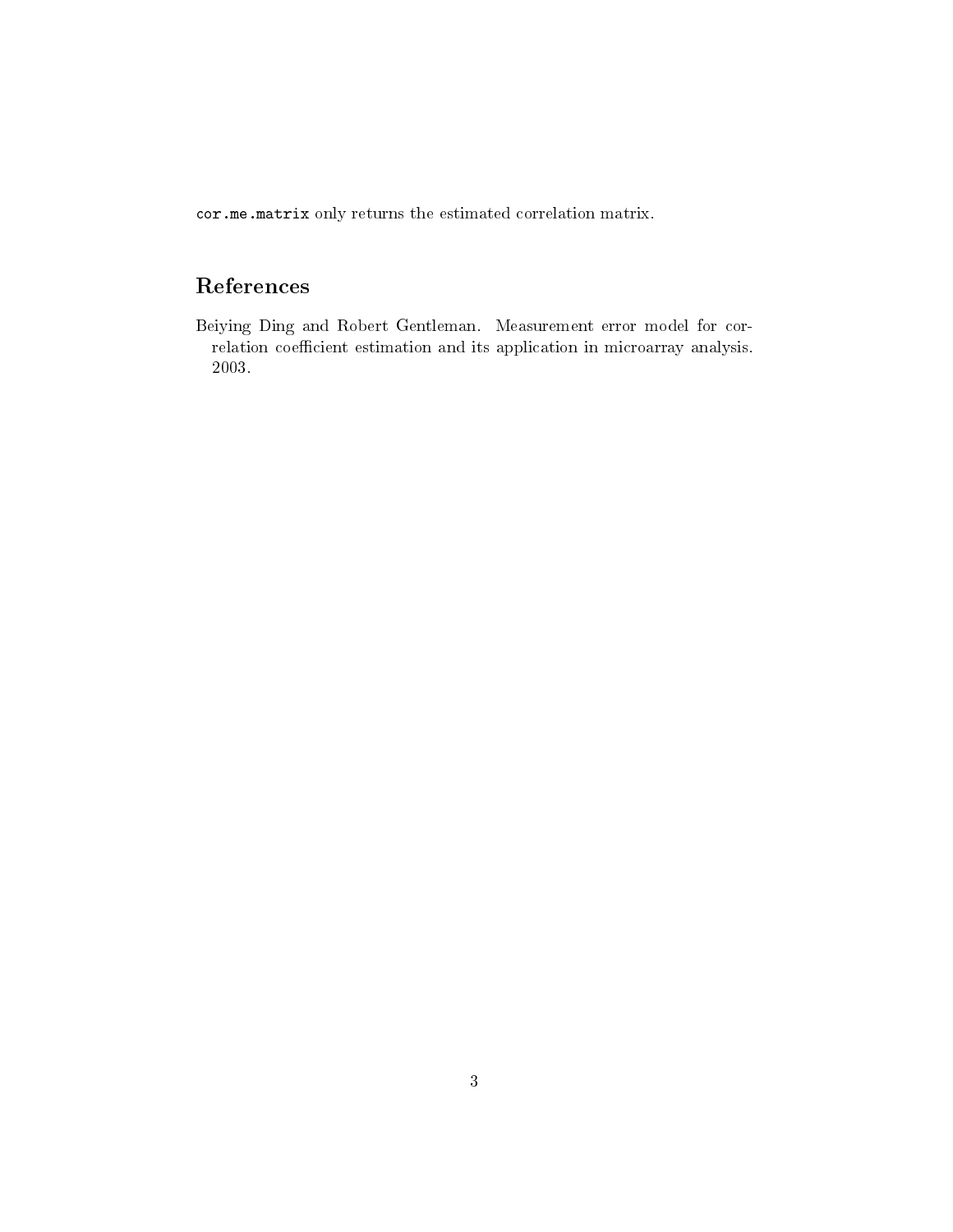`cor.me.matrix` only returns the estimated correlation matrix.

## References

Beiying Ding and Robert Gentleman. Measurement error model for correlation coefficient estimation and its application in microarray analysis. 2003.